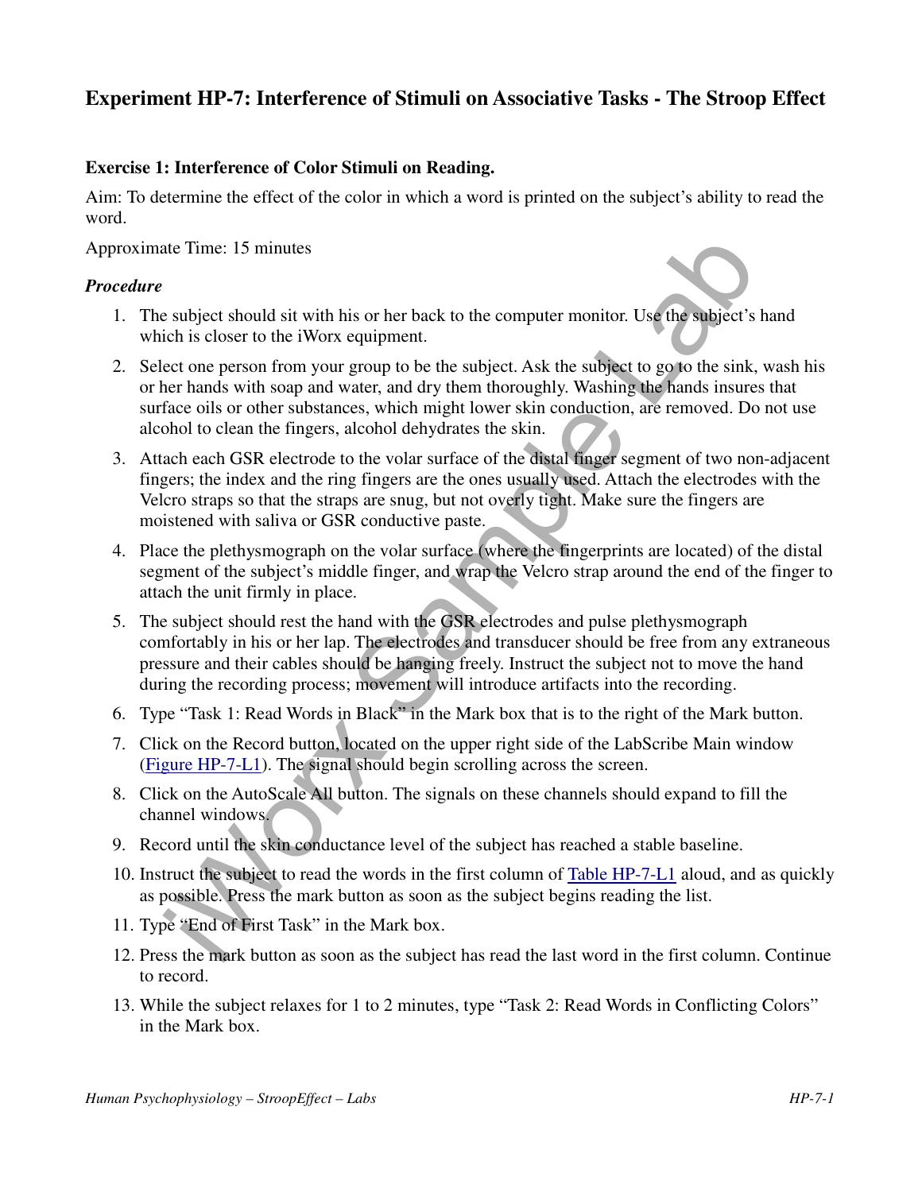## Experiment HP-7: Interference of Stimuli on Associative Tasks - The Stroop Effect

### Exercise 1: Interference of Color Stimuli on Reading.

Aim: To determine the effect of the color in which a word is printed on the subject's ability to read the word.

Approximate Time: 15 minutes

#### *Procedure*

1. The subject should sit with his or her back to the computer monitor. Use the subject's hand which is closer to the iWorx equipment.
2. Select one person from your group to be the subject. Ask the subject to go to the sink, wash his or her hands with soap and water, and dry them thoroughly. Washing the hands insures that surface oils or other substances, which might lower skin conduction, are removed. Do not use alcohol to clean the fingers, alcohol dehydrates the skin.
3. Attach each GSR electrode to the volar surface of the distal finger segment of two non-adjacent fingers; the index and the ring fingers are the ones usually used. Attach the electrodes with the Velcro straps so that the straps are snug, but not overly tight. Make sure the fingers are moistened with saliva or GSR conductive paste.
4. Place the plethysmograph on the volar surface (where the fingerprints are located) of the distal segment of the subject's middle finger, and wrap the Velcro strap around the end of the finger to attach the unit firmly in place.
5. The subject should rest the hand with the GSR electrodes and pulse plethysmograph comfortably in his or her lap. The electrodes and transducer should be free from any extraneous pressure and their cables should be hanging freely. Instruct the subject not to move the hand during the recording process; movement will introduce artifacts into the recording.
6. Type "Task 1: Read Words in Black" in the Mark box that is to the right of the Mark button.
7. Click on the Record button, located on the upper right side of the LabScribe Main window (Figure HP-7-L1). The signal should begin scrolling across the screen.
8. Click on the AutoScale All button. The signals on these channels should expand to fill the channel windows.
9. Record until the skin conductance level of the subject has reached a stable baseline.
10. Instruct the subject to read the words in the first column of Table HP-7-L1 aloud, and as quickly as possible. Press the mark button as soon as the subject begins reading the list.
11. Type "End of First Task" in the Mark box.
12. Press the mark button as soon as the subject has read the last word in the first column. Continue to record.
13. While the subject relaxes for 1 to 2 minutes, type "Task 2: Read Words in Conflicting Colors" in the Mark box.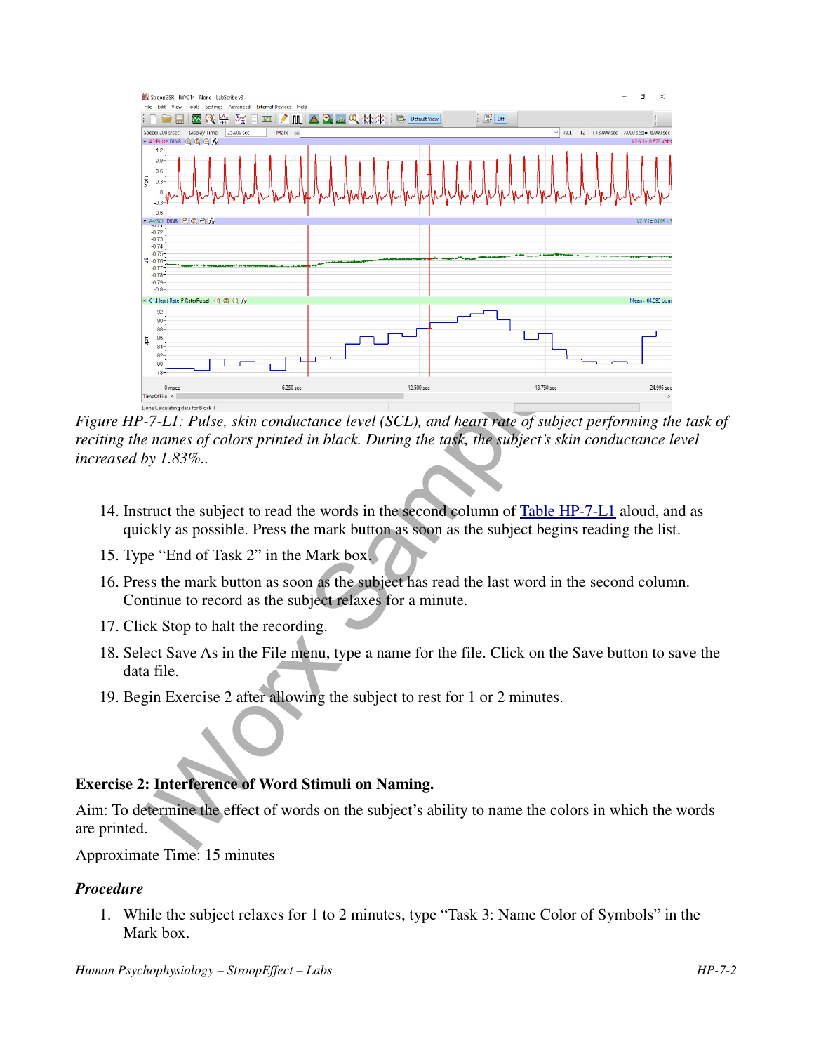*Figure HP-7-L1: Pulse, skin conductance level (SCL), and heart rate of subject performing the task of reciting the names of colors printed in black. During the task, the subject's skin conductance level increased by 1.83%..*

14. Instruct the subject to read the words in the second column of Table HP-7-L1 aloud, and as quickly as possible. Press the mark button as soon as the subject begins reading the list.
15. Type "End of Task 2" in the Mark box.
16. Press the mark button as soon as the subject has read the last word in the second column. Continue to record as the subject relaxes for a minute.
17. Click Stop to halt the recording.
18. Select Save As in the File menu, type a name for the file. Click on the Save button to save the data file.
19. Begin Exercise 2 after allowing the subject to rest for 1 or 2 minutes.

**Exercise 2: Interference of Word Stimuli on Naming.**

Aim: To determine the effect of words on the subject's ability to name the colors in which the words are printed.

Approximate Time: 15 minutes

***Procedure***

1. While the subject relaxes for 1 to 2 minutes, type "Task 3: Name Color of Symbols" in the Mark box.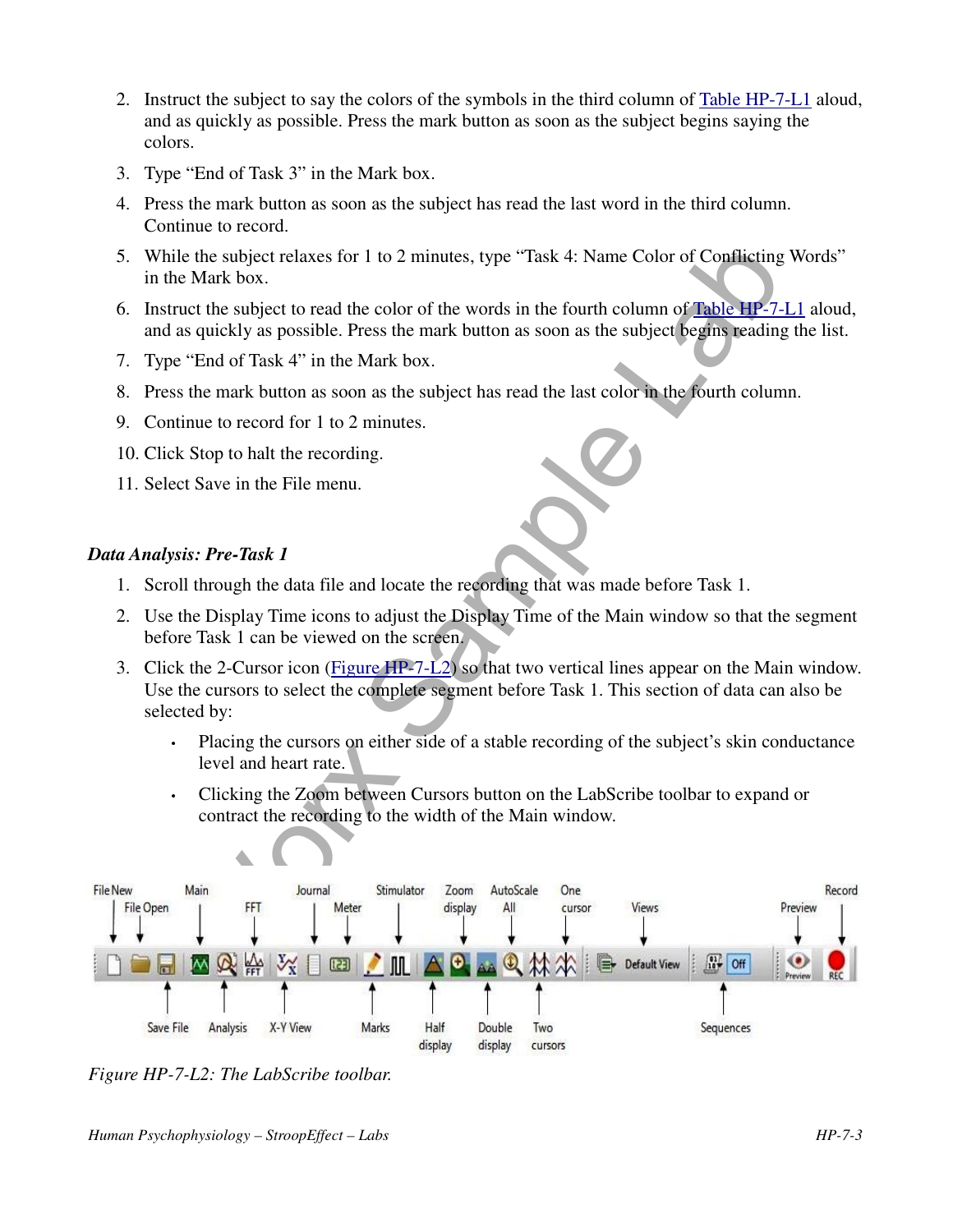2. Instruct the subject to say the colors of the symbols in the third column of Table HP-7-L1 aloud, and as quickly as possible. Press the mark button as soon as the subject begins saying the colors.
3. Type "End of Task 3" in the Mark box.
4. Press the mark button as soon as the subject has read the last word in the third column. Continue to record.
5. While the subject relaxes for 1 to 2 minutes, type "Task 4: Name Color of Conflicting Words" in the Mark box.
6. Instruct the subject to read the color of the words in the fourth column of Table HP-7-L1 aloud, and as quickly as possible. Press the mark button as soon as the subject begins reading the list.
7. Type "End of Task 4" in the Mark box.
8. Press the mark button as soon as the subject has read the last color in the fourth column.
9. Continue to record for 1 to 2 minutes.
10. Click Stop to halt the recording.
11. Select Save in the File menu.

### *Data Analysis: Pre-Task 1*

1. Scroll through the data file and locate the recording that was made before Task 1.
2. Use the Display Time icons to adjust the Display Time of the Main window so that the segment before Task 1 can be viewed on the screen.
3. Click the 2-Cursor icon (Figure HP-7-L2) so that two vertical lines appear on the Main window. Use the cursors to select the complete segment before Task 1. This section of data can also be selected by:
   - Placing the cursors on either side of a stable recording of the subject's skin conductance level and heart rate.
   - Clicking the Zoom between Cursors button on the LabScribe toolbar to expand or contract the recording to the width of the Main window.

File New, File Open, Save File, Main, Analysis, FFT, X-Y View, Journal, Meter, Marks, Stimulator, Half display, Zoom display, Double display, AutoScale All, One cursor, Two cursors, Views, Default View, Sequences, Off, Preview, Record, REC

*Figure HP-7-L2: The LabScribe toolbar.*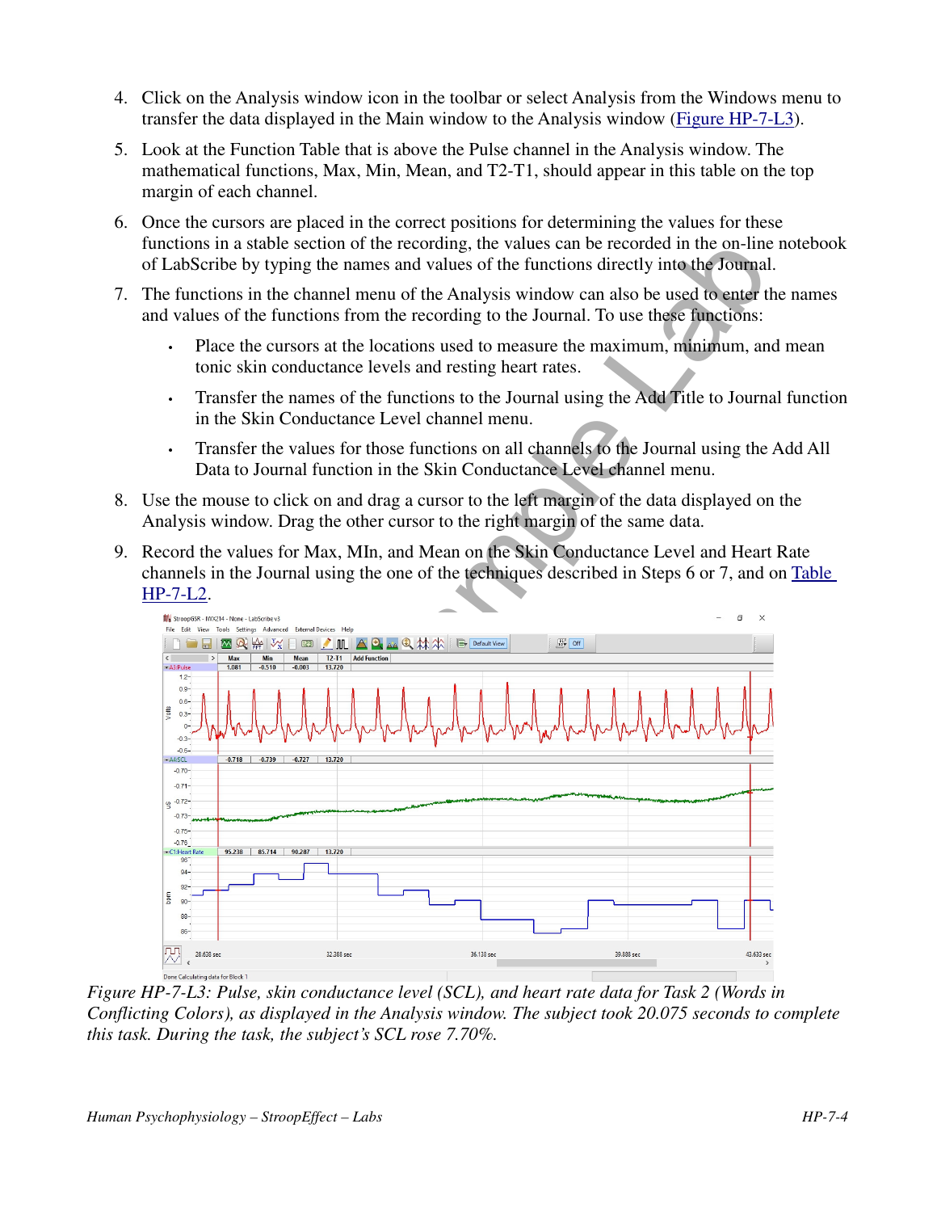4. Click on the Analysis window icon in the toolbar or select Analysis from the Windows menu to transfer the data displayed in the Main window to the Analysis window (Figure HP-7-L3).
5. Look at the Function Table that is above the Pulse channel in the Analysis window. The mathematical functions, Max, Min, Mean, and T2-T1, should appear in this table on the top margin of each channel.
6. Once the cursors are placed in the correct positions for determining the values for these functions in a stable section of the recording, the values can be recorded in the on-line notebook of LabScribe by typing the names and values of the functions directly into the Journal.
7. The functions in the channel menu of the Analysis window can also be used to enter the names and values of the functions from the recording to the Journal. To use these functions:
   - Place the cursors at the locations used to measure the maximum, minimum, and mean tonic skin conductance levels and resting heart rates.
   - Transfer the names of the functions to the Journal using the Add Title to Journal function in the Skin Conductance Level channel menu.
   - Transfer the values for those functions on all channels to the Journal using the Add All Data to Journal function in the Skin Conductance Level channel menu.
8. Use the mouse to click on and drag a cursor to the left margin of the data displayed on the Analysis window. Drag the other cursor to the right margin of the same data.
9. Record the values for Max, MIn, and Mean on the Skin Conductance Level and Heart Rate channels in the Journal using the one of the techniques described in Steps 6 or 7, and on Table HP-7-L2.

*Figure HP-7-L3: Pulse, skin conductance level (SCL), and heart rate data for Task 2 (Words in Conflicting Colors), as displayed in the Analysis window. The subject took 20.075 seconds to complete this task. During the task, the subject's SCL rose 7.70%.*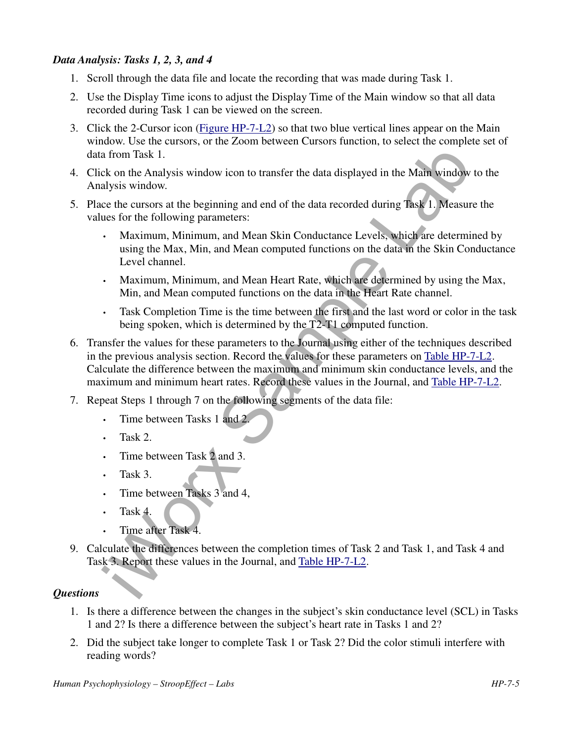### *Data Analysis: Tasks 1, 2, 3, and 4*

1. Scroll through the data file and locate the recording that was made during Task 1.
2. Use the Display Time icons to adjust the Display Time of the Main window so that all data recorded during Task 1 can be viewed on the screen.
3. Click the 2-Cursor icon (Figure HP-7-L2) so that two blue vertical lines appear on the Main window. Use the cursors, or the Zoom between Cursors function, to select the complete set of data from Task 1.
4. Click on the Analysis window icon to transfer the data displayed in the Main window to the Analysis window.
5. Place the cursors at the beginning and end of the data recorded during Task 1. Measure the values for the following parameters:
   - Maximum, Minimum, and Mean Skin Conductance Levels, which are determined by using the Max, Min, and Mean computed functions on the data in the Skin Conductance Level channel.
   - Maximum, Minimum, and Mean Heart Rate, which are determined by using the Max, Min, and Mean computed functions on the data in the Heart Rate channel.
   - Task Completion Time is the time between the first and the last word or color in the task being spoken, which is determined by the T2-T1 computed function.
6. Transfer the values for these parameters to the Journal using either of the techniques described in the previous analysis section. Record the values for these parameters on Table HP-7-L2. Calculate the difference between the maximum and minimum skin conductance levels, and the maximum and minimum heart rates. Record these values in the Journal, and Table HP-7-L2.
7. Repeat Steps 1 through 7 on the following segments of the data file:
   - Time between Tasks 1 and 2.
   - Task 2.
   - Time between Task 2 and 3.
   - Task 3.
   - Time between Tasks 3 and 4,
   - Task 4.
   - Time after Task 4.

9. Calculate the differences between the completion times of Task 2 and Task 1, and Task 4 and Task 3. Report these values in the Journal, and Table HP-7-L2.

### *Questions*

1. Is there a difference between the changes in the subject's skin conductance level (SCL) in Tasks 1 and 2? Is there a difference between the subject's heart rate in Tasks 1 and 2?
2. Did the subject take longer to complete Task 1 or Task 2? Did the color stimuli interfere with reading words?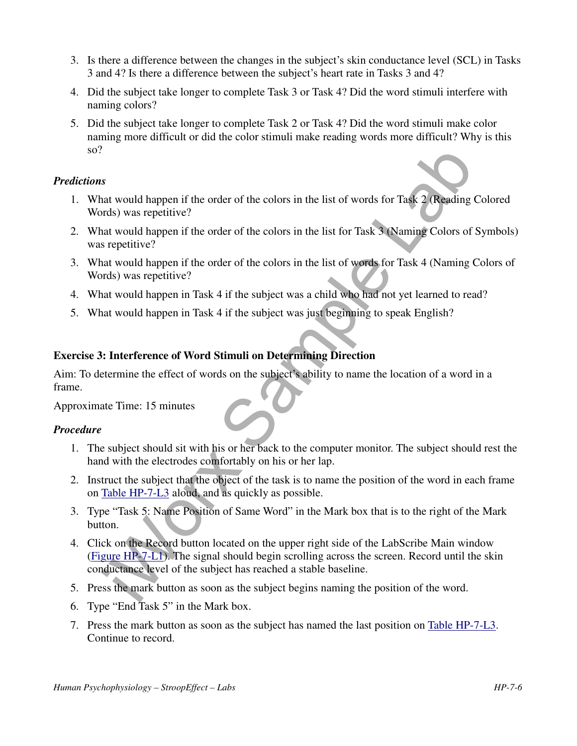3. Is there a difference between the changes in the subject's skin conductance level (SCL) in Tasks 3 and 4? Is there a difference between the subject's heart rate in Tasks 3 and 4?
4. Did the subject take longer to complete Task 3 or Task 4? Did the word stimuli interfere with naming colors?
5. Did the subject take longer to complete Task 2 or Task 4? Did the word stimuli make color naming more difficult or did the color stimuli make reading words more difficult? Why is this so?

*Predictions*

1. What would happen if the order of the colors in the list of words for Task 2 (Reading Colored Words) was repetitive?
2. What would happen if the order of the colors in the list for Task 3 (Naming Colors of Symbols) was repetitive?
3. What would happen if the order of the colors in the list of words for Task 4 (Naming Colors of Words) was repetitive?
4. What would happen in Task 4 if the subject was a child who had not yet learned to read?
5. What would happen in Task 4 if the subject was just beginning to speak English?

**Exercise 3: Interference of Word Stimuli on Determining Direction**

Aim: To determine the effect of words on the subject's ability to name the location of a word in a frame.

Approximate Time: 15 minutes

*Procedure*

1. The subject should sit with his or her back to the computer monitor. The subject should rest the hand with the electrodes comfortably on his or her lap.
2. Instruct the subject that the object of the task is to name the position of the word in each frame on Table HP-7-L3 aloud, and as quickly as possible.
3. Type "Task 5: Name Position of Same Word" in the Mark box that is to the right of the Mark button.
4. Click on the Record button located on the upper right side of the LabScribe Main window (Figure HP-7-L1). The signal should begin scrolling across the screen. Record until the skin conductance level of the subject has reached a stable baseline.
5. Press the mark button as soon as the subject begins naming the position of the word.
6. Type "End Task 5" in the Mark box.
7. Press the mark button as soon as the subject has named the last position on Table HP-7-L3. Continue to record.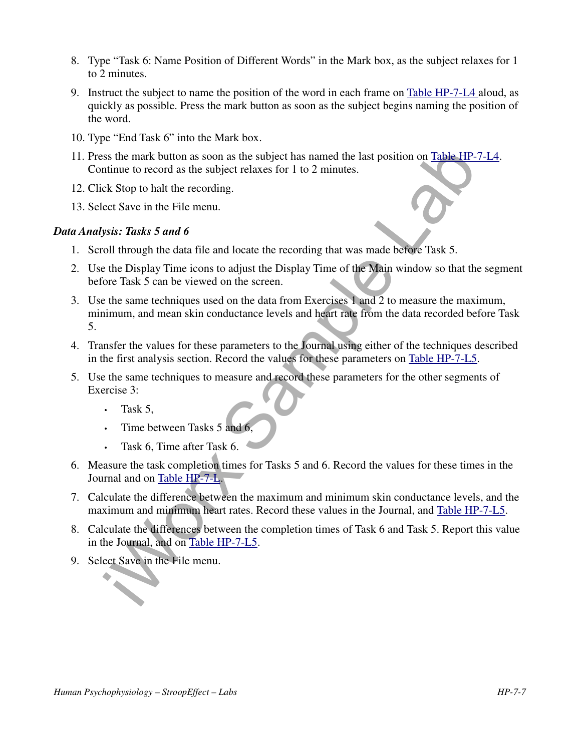8. Type "Task 6: Name Position of Different Words" in the Mark box, as the subject relaxes for 1 to 2 minutes.

9. Instruct the subject to name the position of the word in each frame on Table HP-7-L4 aloud, as quickly as possible. Press the mark button as soon as the subject begins naming the position of the word.

10. Type "End Task 6" into the Mark box.

11. Press the mark button as soon as the subject has named the last position on Table HP-7-L4. Continue to record as the subject relaxes for 1 to 2 minutes.

12. Click Stop to halt the recording.

13. Select Save in the File menu.

***Data Analysis: Tasks 5 and 6***

1. Scroll through the data file and locate the recording that was made before Task 5.

2. Use the Display Time icons to adjust the Display Time of the Main window so that the segment before Task 5 can be viewed on the screen.

3. Use the same techniques used on the data from Exercises 1 and 2 to measure the maximum, minimum, and mean skin conductance levels and heart rate from the data recorded before Task 5.

4. Transfer the values for these parameters to the Journal using either of the techniques described in the first analysis section. Record the values for these parameters on Table HP-7-L5.

5. Use the same techniques to measure and record these parameters for the other segments of Exercise 3:
   - Task 5,
   - Time between Tasks 5 and 6,
   - Task 6, Time after Task 6.

6. Measure the task completion times for Tasks 5 and 6. Record the values for these times in the Journal and on Table HP-7-L.

7. Calculate the difference between the maximum and minimum skin conductance levels, and the maximum and minimum heart rates. Record these values in the Journal, and Table HP-7-L5.

8. Calculate the differences between the completion times of Task 6 and Task 5. Report this value in the Journal, and on Table HP-7-L5.

9. Select Save in the File menu.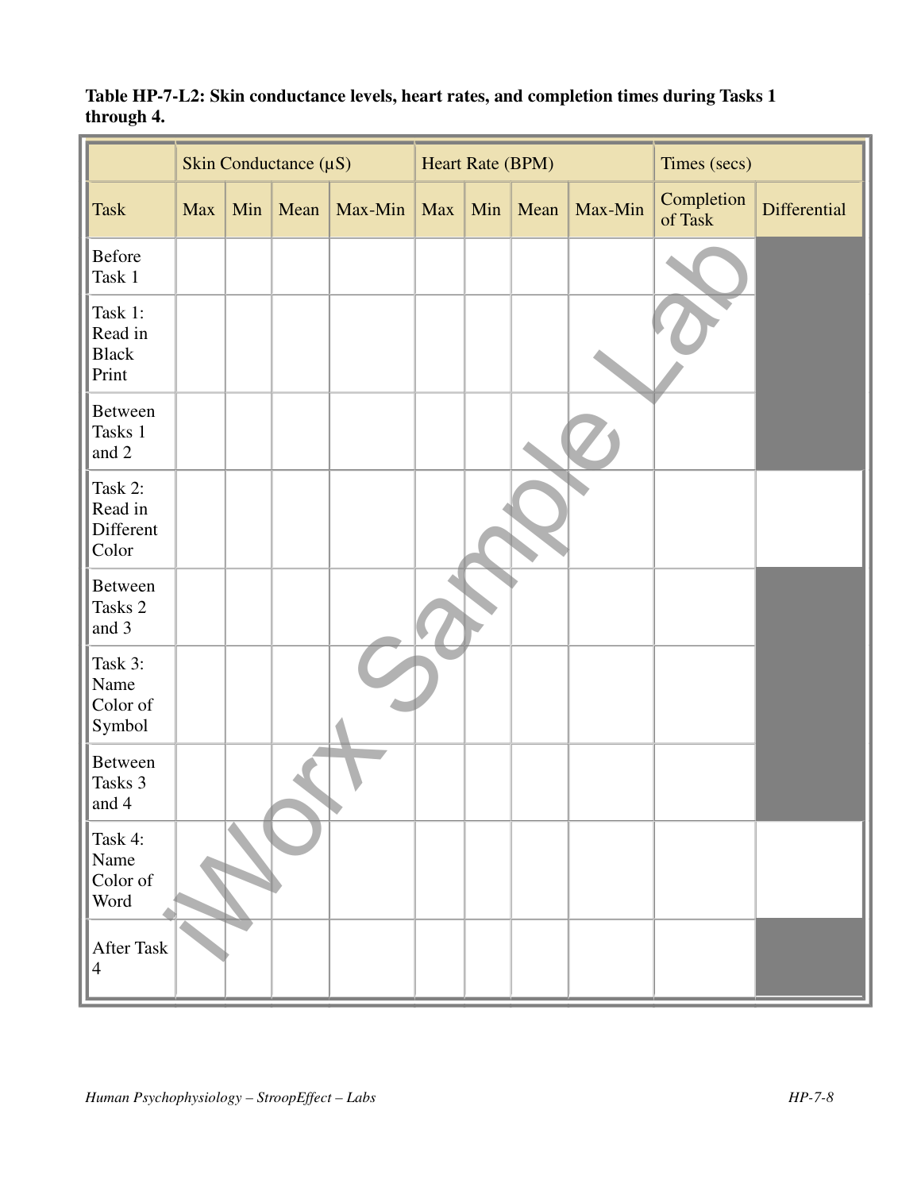**Table HP-7-L2: Skin conductance levels, heart rates, and completion times during Tasks 1 through 4.**

| | Skin Conductance (µS) | | | | Heart Rate (BPM) | | | | Times (secs) | |
|---|---|---|---|---|---|---|---|---|---|---|
| Task | Max | Min | Mean | Max-Min | Max | Min | Mean | Max-Min | Completion of Task | Differential |
| Before Task 1 | | | | | | | | | | |
| Task 1: Read in Black Print | | | | | | | | | | |
| Between Tasks 1 and 2 | | | | | | | | | | |
| Task 2: Read in Different Color | | | | | | | | | | |
| Between Tasks 2 and 3 | | | | | | | | | | |
| Task 3: Name Color of Symbol | | | | | | | | | | |
| Between Tasks 3 and 4 | | | | | | | | | | |
| Task 4: Name Color of Word | | | | | | | | | | |
| After Task 4 | | | | | | | | | | |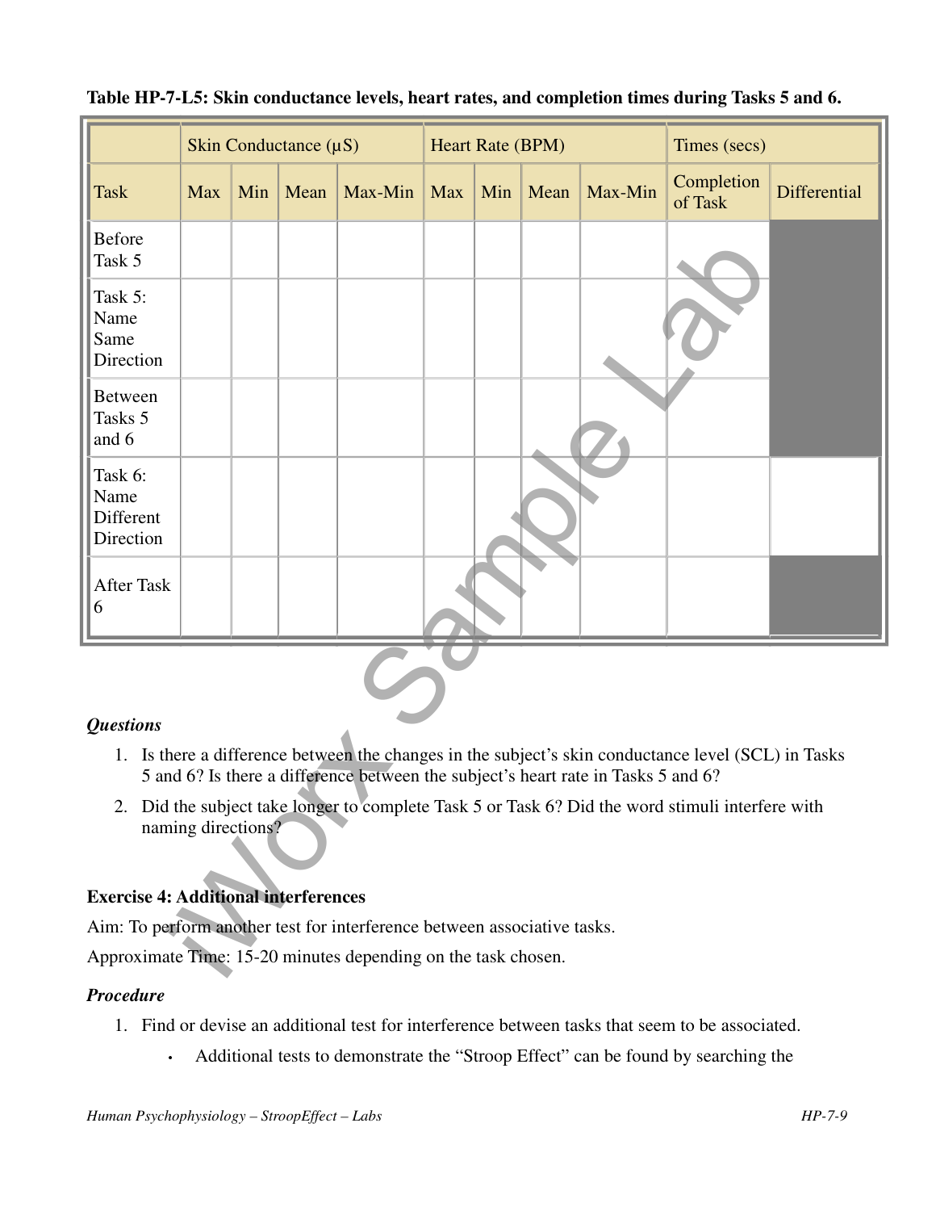**Table HP-7-L5: Skin conductance levels, heart rates, and completion times during Tasks 5 and 6.**

| | Skin Conductance (μS) | | | | Heart Rate (BPM) | | | | Times (secs) | |
|---|---|---|---|---|---|---|---|---|---|---|
| Task | Max | Min | Mean | Max-Min | Max | Min | Mean | Max-Min | Completion of Task | Differential |
| Before Task 5 | | | | | | | | | | |
| Task 5: Name Same Direction | | | | | | | | | | |
| Between Tasks 5 and 6 | | | | | | | | | | |
| Task 6: Name Different Direction | | | | | | | | | | |
| After Task 6 | | | | | | | | | | |

### *Questions*

1. Is there a difference between the changes in the subject's skin conductance level (SCL) in Tasks 5 and 6? Is there a difference between the subject's heart rate in Tasks 5 and 6?
2. Did the subject take longer to complete Task 5 or Task 6? Did the word stimuli interfere with naming directions?

### Exercise 4: Additional interferences

Aim: To perform another test for interference between associative tasks.

Approximate Time: 15-20 minutes depending on the task chosen.

### *Procedure*

1. Find or devise an additional test for interference between tasks that seem to be associated.
   - Additional tests to demonstrate the "Stroop Effect" can be found by searching the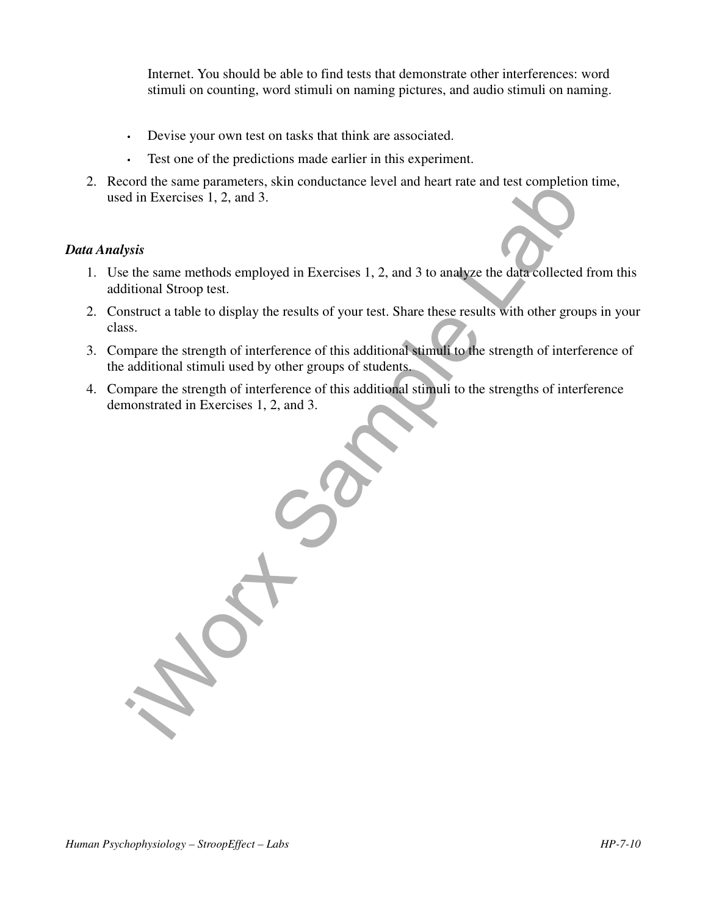Internet. You should be able to find tests that demonstrate other interferences: word stimuli on counting, word stimuli on naming pictures, and audio stimuli on naming.

- Devise your own test on tasks that think are associated.
- Test one of the predictions made earlier in this experiment.

2. Record the same parameters, skin conductance level and heart rate and test completion time, used in Exercises 1, 2, and 3.

### *Data Analysis*

1. Use the same methods employed in Exercises 1, 2, and 3 to analyze the data collected from this additional Stroop test.
2. Construct a table to display the results of your test. Share these results with other groups in your class.
3. Compare the strength of interference of this additional stimuli to the strength of interference of the additional stimuli used by other groups of students.
4. Compare the strength of interference of this additional stimuli to the strengths of interference demonstrated in Exercises 1, 2, and 3.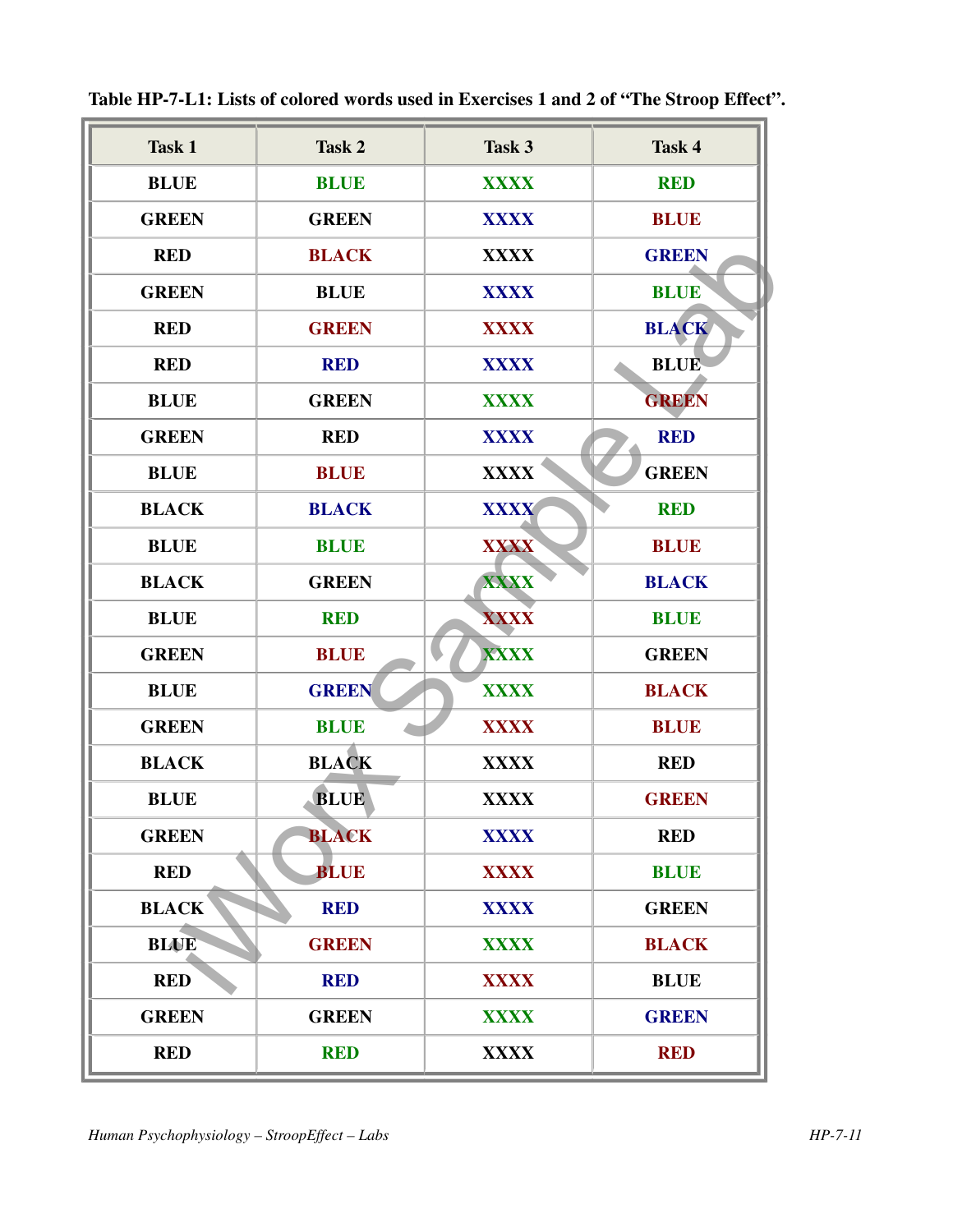**Table HP-7-L1: Lists of colored words used in Exercises 1 and 2 of "The Stroop Effect".**

| Task 1 | Task 2 | Task 3 | Task 4 |
|---|---|---|---|
| BLUE | BLUE | XXXX | RED |
| GREEN | GREEN | XXXX | BLUE |
| RED | BLACK | XXXX | GREEN |
| GREEN | BLUE | XXXX | BLUE |
| RED | GREEN | XXXX | BLACK |
| RED | RED | XXXX | BLUE |
| BLUE | GREEN | XXXX | GREEN |
| GREEN | RED | XXXX | RED |
| BLUE | BLUE | XXXX | GREEN |
| BLACK | BLACK | XXXX | RED |
| BLUE | BLUE | XXXX | BLUE |
| BLACK | GREEN | XXXX | BLACK |
| BLUE | RED | XXXX | BLUE |
| GREEN | BLUE | XXXX | GREEN |
| BLUE | GREEN | XXXX | BLACK |
| GREEN | BLUE | XXXX | BLUE |
| BLACK | BLACK | XXXX | RED |
| BLUE | BLUE | XXXX | GREEN |
| GREEN | BLACK | XXXX | RED |
| RED | BLUE | XXXX | BLUE |
| BLACK | RED | XXXX | GREEN |
| BLUE | GREEN | XXXX | BLACK |
| RED | RED | XXXX | BLUE |
| GREEN | GREEN | XXXX | GREEN |
| RED | RED | XXXX | RED |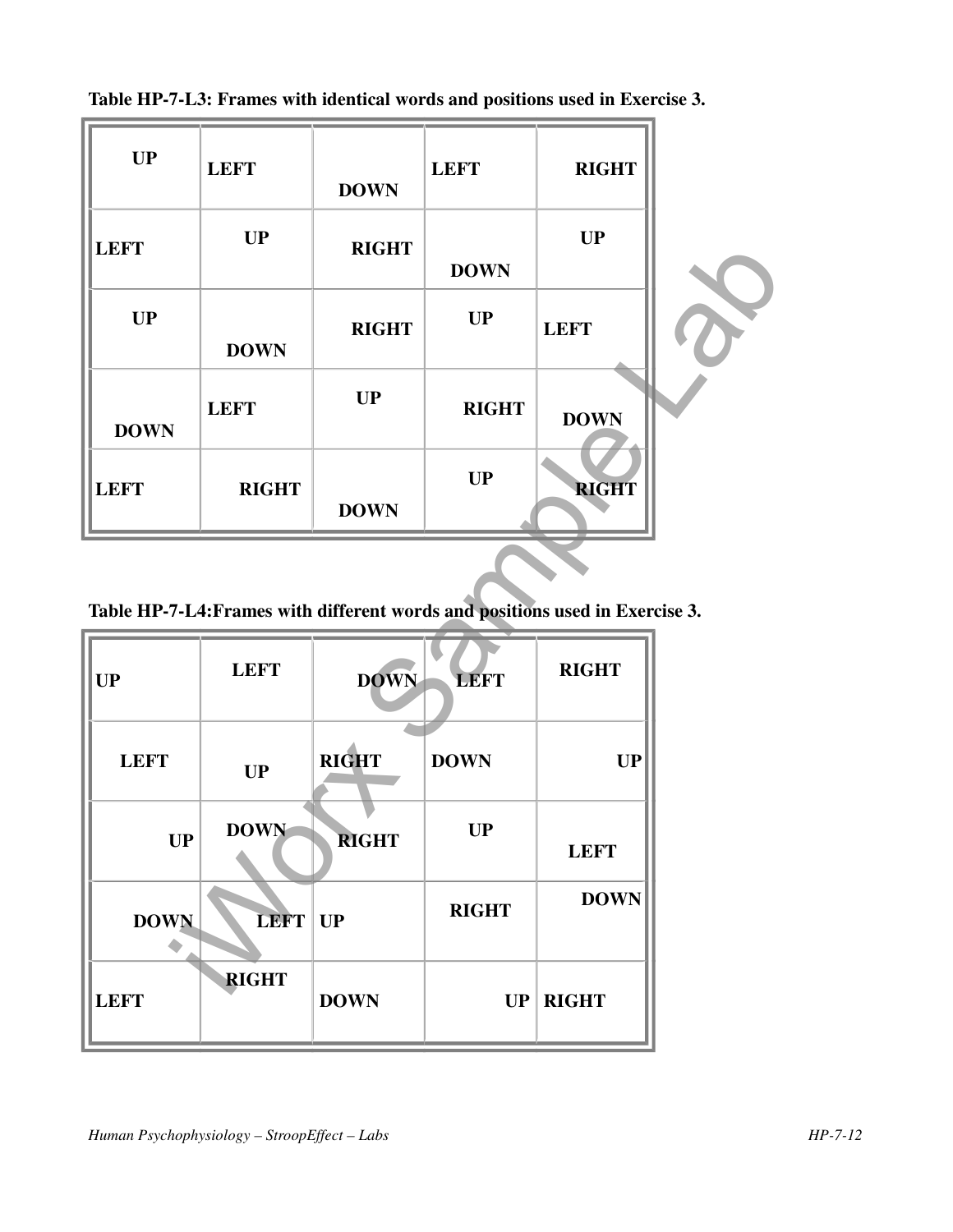**Table HP-7-L3: Frames with identical words and positions used in Exercise 3.**

| | | | | |
|---|---|---|---|---|
| UP | LEFT | DOWN | LEFT | RIGHT |
| LEFT | UP | RIGHT | DOWN | UP |
| UP | DOWN | RIGHT | UP | LEFT |
| DOWN | LEFT | UP | RIGHT | DOWN |
| LEFT | RIGHT | DOWN | UP | RIGHT |

**Table HP-7-L4:Frames with different words and positions used in Exercise 3.**

| | | | | |
|---|---|---|---|---|
| UP | LEFT | DOWN | LEFT | RIGHT |
| LEFT | UP | RIGHT | DOWN | UP |
| UP | DOWN | RIGHT | UP | LEFT |
| DOWN | LEFT | UP | RIGHT | DOWN |
| LEFT | RIGHT | DOWN | UP | RIGHT |